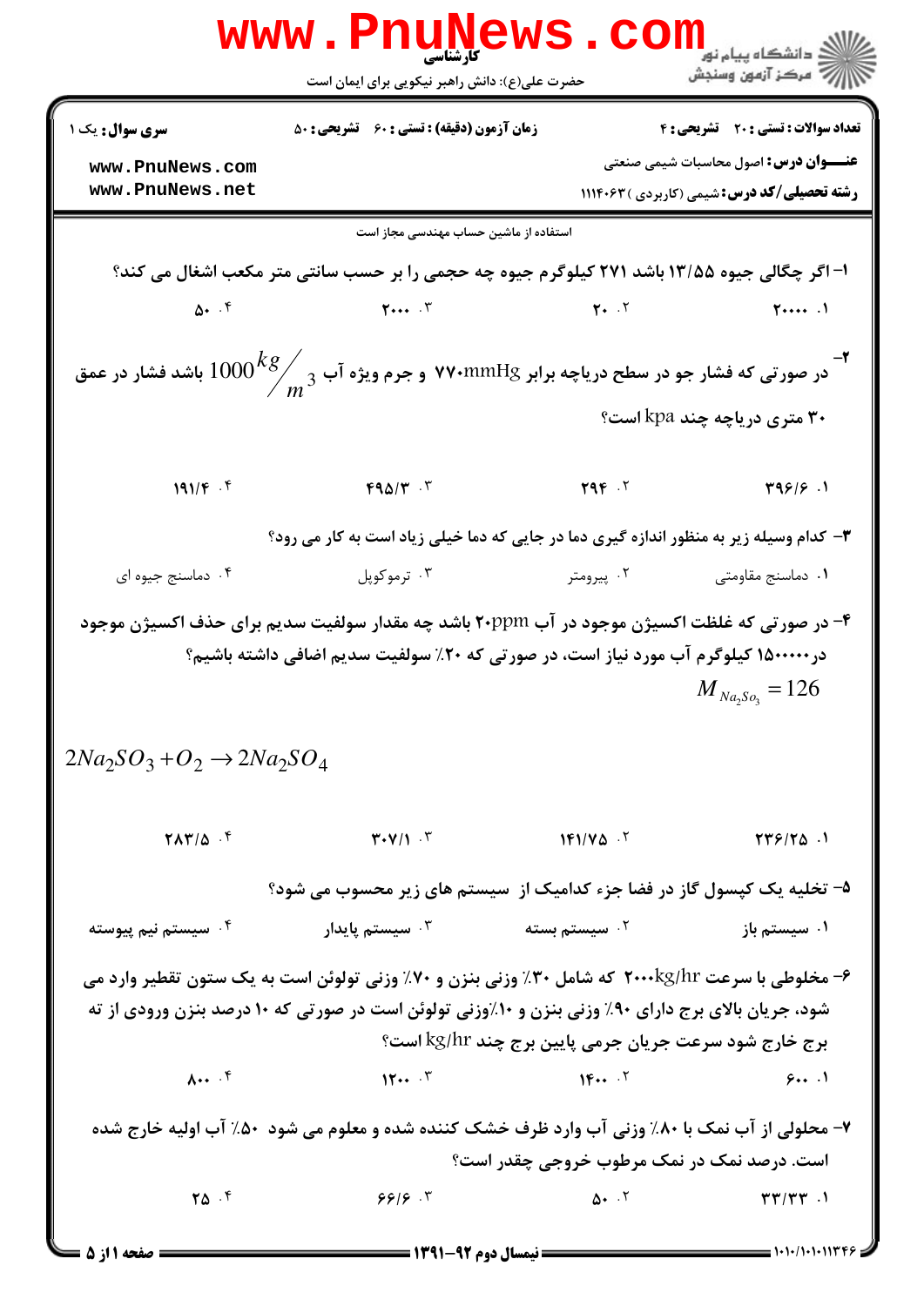کارشناسی

حضرت علی(ع): دانش راهبر نیکویی برای ایمان است

**سری سؤال:** یک ۱ | **زمان آزمون (دقیقه) : تستی :** ۶۰ **تشریحی :** ۵۰ | **تعداد سوالات : تستی :** ۲۰ **تشریحی :** ۴

**عنـــوان درس:** اصول محاسبات شیمی صنعتی

**رشته تحصیلی/کد درس:** شیمی (کاربردی )۱۱۱۴۰۶۳

استفاده از ماشین حساب مهندسی مجاز است

۱- اگر چگالی جیوه ۱۳/۵۵ باشد ۲۷۱ کیلوگرم جیوه چه حجمی را بر حسب سانتی متر مکعب اشغال می کند؟

۱. ۲۰۰۰۰ ۲. ۲۰ ۳. ۲۰۰۰ ۴. ۵۰

۲- در صورتی که فشار جو در سطح دریاچه برابر ۷۷۰mmHg و جرم ویژه آب $1000 \, kg/m^3$ باشد فشار در عمق ۳۰ متری دریاچه چند kpa است؟

۱. ۳۹۶/۶ ۲. ۲۹۴ ۳. ۴۹۵/۳ ۴. ۱۹۱/۴

۳- کدام وسیله زیر به منظور اندازه گیری دما در جایی که دما خیلی زیاد است به کار می رود؟

۱. دماسنج مقاومتی ۲. پیرومتر ۳. ترموکوپل ۴. دماسنج جیوه ای

۴- در صورتی که غلظت اکسیژن موجود در آب ۲۰ppm باشد چه مقدار سولفیت سدیم برای حذف اکسیژن موجود در۱۵۰۰۰۰۰ کیلوگرم آب مورد نیاز است، در صورتی که ۲۰٪ سولفیت سدیم اضافی داشته باشیم؟

$M_{Na_2So_3} = 126$

$$2Na_2SO_3 + O_2 \rightarrow 2Na_2SO_4$$

۱. ۲۳۶/۲۵ ۲. ۱۴۱/۷۵ ۳. ۳۰۷/۱ ۴. ۲۸۳/۵

۵- تخلیه یک کپسول گاز در فضا جزء کدامیک از سیستم های زیر محسوب می شود؟

۱. سیستم باز ۲. سیستم بسته ۳. سیستم پایدار ۴. سیستم نیم پیوسته

۶- مخلوطی با سرعت ۲۰۰۰kg/hr که شامل ۳۰٪ وزنی بنزن و ۷۰٪ وزنی تولوئن است به یک ستون تقطیر وارد می شود، جریان بالای برج دارای ۹۰٪ وزنی بنزن و ۱۰٪وزنی تولوئن است در صورتی که ۱۰ درصد بنزن ورودی از ته برج خارج شود سرعت جریان جرمی پایین برج چند kg/hr است؟

۱. ۶۰۰ ۲. ۱۴۰۰ ۳. ۱۲۰۰ ۴. ۸۰۰

۷- محلولی از آب نمک با ۸۰٪ وزنی آب وارد ظرف خشک کننده شده و معلوم می شود ۵۰٪ آب اولیه خارج شده است. درصد نمک در نمک مرطوب خروجی چقدر است؟

۱. ۳۳/۳۳ ۲. ۵۰ ۳. ۶۶/۶ ۴. ۲۵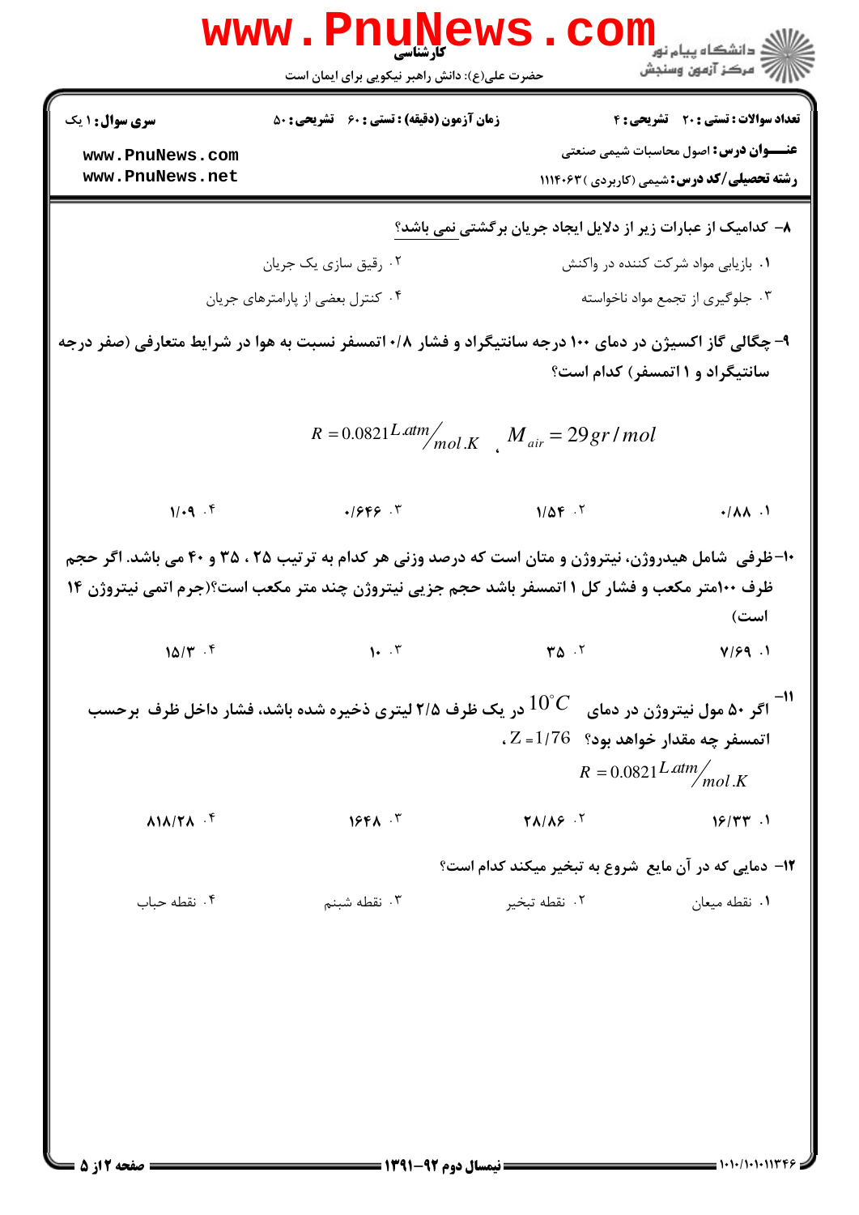**سری سوال:** ۱ یک | **زمان آزمون (دقیقه) : تستی :** ۶۰ **تشریحی :** ۵۰ | **تعداد سوالات : تستی :** ۲۰ **تشریحی :** ۴

**عنـــوان درس:** اصول محاسبات شیمی صنعتی

**رشته تحصیلی/کد درس:** شیمی (کاربردی )۱۱۱۴۰۶۳

۸– کدامیک از عبارات زیر از دلایل ایجاد جریان برگشتی نمی باشد؟

۱. بازیابی مواد شرکت کننده در واکنش

۲. رقیق سازی یک جریان

۳. جلوگیری از تجمع مواد ناخواسته

۴. کنترل بعضی از پارامترهای جریان

۹– چگالی گاز اکسیژن در دمای ۱۰۰ درجه سانتیگراد و فشار ۰/۸ اتمسفر نسبت به هوا در شرایط متعارفی (صفر درجه سانتیگراد و ۱ اتمسفر) کدام است؟

$$R = 0.0821 \, {L.atm}/{mol.K} \, , \quad M_{air} = 29 gr/mol$$

۱. ۰/۸۸

۲. ۱/۵۴

۳. ۰/۶۴۶

۴. ۱/۰۹

۱۰–ظرفی شامل هیدروژن، نیتروژن و متان است که درصد وزنی هر کدام به ترتیب ۲۵ ، ۳۵ و ۴۰ می باشد. اگر حجم ظرف ۱۰۰متر مکعب و فشار کل ۱ اتمسفر باشد حجم جزیی نیتروژن چند متر مکعب است؟(جرم اتمی نیتروژن ۱۴ است)

۱. ۷/۶۹

۲. ۳۵

۳. ۱۰

۴. ۱۵/۳

۱۱– اگر ۵۰ مول نیتروژن در دمای $10^{\circ}C$ در یک ظرف ۲/۵ لیتری ذخیره شده باشد، فشار داخل ظرف برحسب اتمسفر چه مقدار خواهد بود؟ $Z = 1/76$ ،

$$R = 0.0821 \, {L.atm}/{mol.K}$$

۱. ۱۶/۳۳

۲. ۲۸/۸۶

۳. ۱۶۴۸

۴. ۸۱۸/۲۸

۱۲– دمایی که در آن مایع شروع به تبخیر میکند کدام است؟

۱. نقطه میعان

۲. نقطه تبخیر

۳. نقطه شبنم

۴. نقطه حباب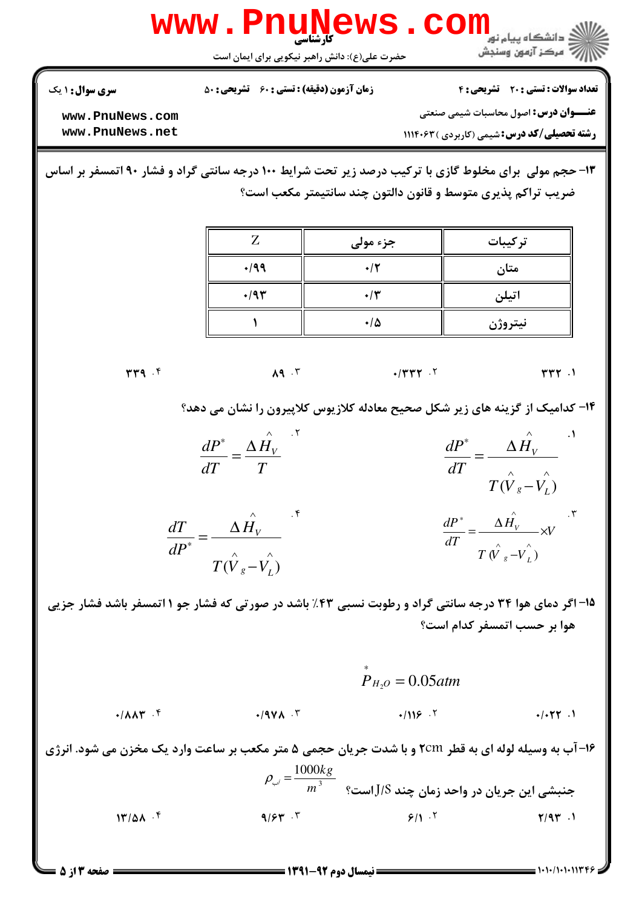۱۳- حجم مولی برای مخلوط گازی با ترکیب درصد زیر تحت شرایط ۱۰۰ درجه سانتی گراد و فشار ۹۰ اتمسفر بر اساس ضریب تراکم پذیری متوسط و قانون دالتون چند سانتیمتر مکعب است؟

| ترکیبات | جزء مولی | Z |
|---|---|---|
| متان | ۰/۲ | ۰/۹۹ |
| اتیلن | ۰/۳ | ۰/۹۳ |
| نیتروژن | ۰/۵ | ۱ |

۱. ۳۳۲  ۲. ۰/۳۳۲  ۳. ۸۹  ۴. ۳۳۹

۱۴- کدامیک از گزینه های زیر شکل صحیح معادله کلازیوس کلاپیرون را نشان می دهد؟

۱. $\frac{dP^*}{dT} = \frac{\Delta \hat{H}_V}{T(\hat{V}_g - \hat{V}_L)}$

۲. $\frac{dP^*}{dT} = \frac{\Delta \hat{H}_V}{T}$

۳. $\frac{dP^*}{dT} = \frac{\Delta \hat{H}_V}{T(\hat{V}_g - \hat{V}_L)} \times V$

۴. $\frac{dT}{dP^*} = \frac{\Delta \hat{H}_V}{T(\hat{V}_g - \hat{V}_L)}$

۱۵- اگر دمای هوا ۳۴ درجه سانتی گراد و رطوبت نسبی ۴۳٪ باشد در صورتی که فشار جو ۱ اتمسفر باشد فشار جزیی هوا بر حسب اتمسفر کدام است؟

$$\overset{*}{P}_{H_2O} = 0.05atm$$

۱. ۰/۰۲۲  ۲. ۰/۱۱۶  ۳. ۰/۹۷۸  ۴. ۰/۸۸۳

۱۶- آب به وسیله لوله ای به قطر ۲cm و با شدت جریان حجمی ۵ متر مکعب بر ساعت وارد یک مخزن می شود. انرژی جنبشی این جریان در واحد زمان چند J/S است؟ $\rho_{آب} = \frac{1000kg}{m^3}$

۱. ۲/۹۳  ۲. ۶/۱  ۳. ۹/۶۳  ۴. ۱۳/۵۸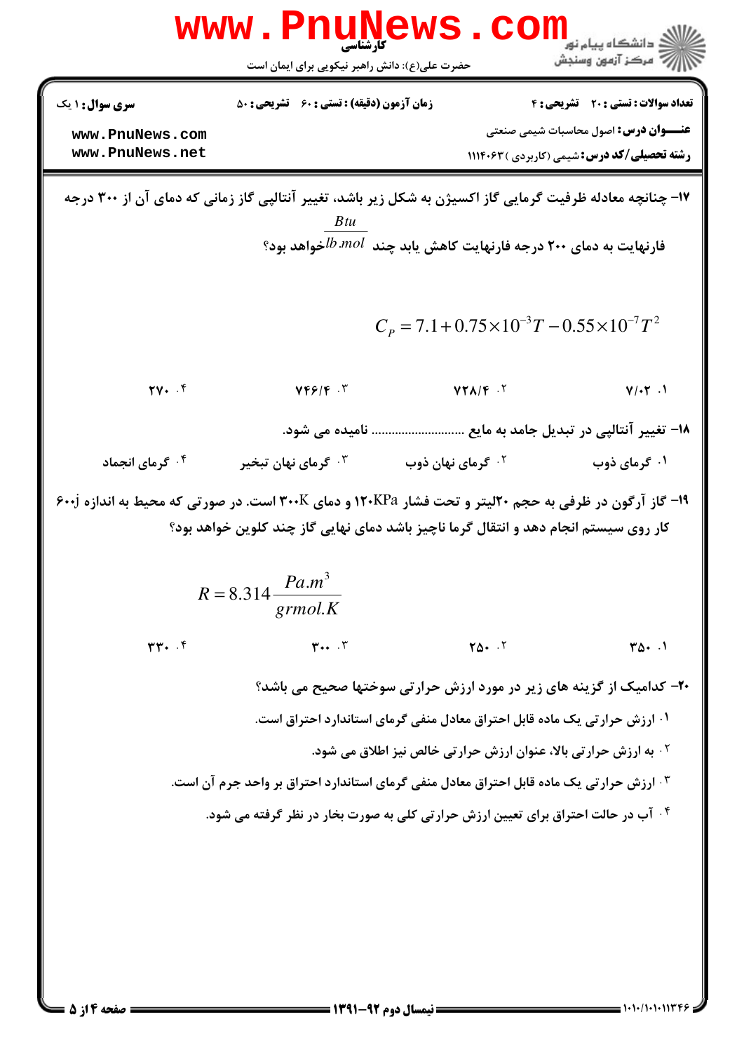۱۷- چنانچه معادله ظرفیت گرمایی گاز اکسیژن به شکل زیر باشد، تغییر آنتالپی گاز زمانی که دمای آن از ۳۰۰ درجه فارنهایت به دمای ۲۰۰ درجه فارنهایت کاهش یابد چند $\frac{Btu}{lb.mol}$ خواهد بود؟

$$C_p = 7.1 + 0.75\times10^{-3}T - 0.55\times10^{-7}T^2$$

۱. ۷/۰۲

۲. ۷۲۸/۴

۳. ۷۴۶/۴

۴. ۲۷۰

۱۸- تغییر آنتالپی در تبدیل جامد به مایع ............................ نامیده می شود.

۱. گرمای ذوب

۲. گرمای نهان ذوب

۳. گرمای نهان تبخیر

۴. گرمای انجماد

۱۹- گاز آرگون در ظرفی به حجم ۲۰لیتر و تحت فشار ۱۲۰KPa و دمای ۳۰۰K است. در صورتی که محیط به اندازه ۶۰۰j کار روی سیستم انجام دهد و انتقال گرما ناچیز باشد دمای نهایی گاز چند کلوین خواهد بود؟

$$R = 8.314\frac{Pa.m^3}{grmol.K}$$

۱. ۳۵۰

۲. ۲۵۰

۳. ۳۰۰

۴. ۳۳۰

۲۰- کدامیک از گزینه های زیر در مورد ارزش حرارتی سوختها صحیح می باشد؟

۱. ارزش حرارتی یک ماده قابل احتراق معادل منفی گرمای استاندارد احتراق است.

۲. به ارزش حرارتی بالا، عنوان ارزش حرارتی خالص نیز اطلاق می شود.

۳. ارزش حرارتی یک ماده قابل احتراق معادل منفی گرمای استاندارد احتراق بر واحد جرم آن است.

۴. آب در حالت احتراق برای تعیین ارزش حرارتی کلی به صورت بخار در نظر گرفته می شود.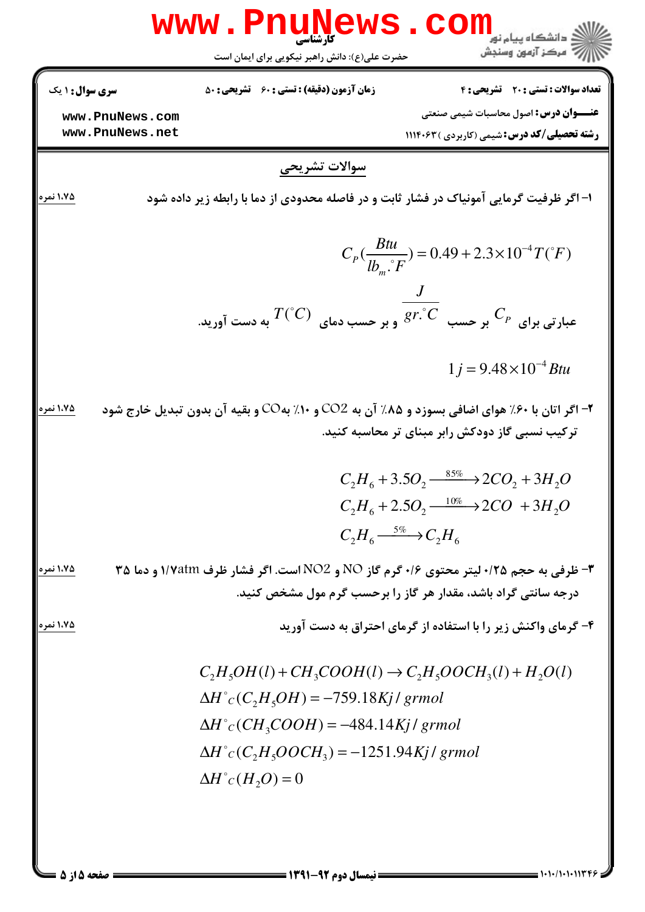سری سوال: ۱ یک

زمان آزمون (دقیقه) : تستی : ۶۰ تشریحی : ۵۰

تعداد سوالات : تستی : ۲۰ تشریحی : ۴

**عنـــوان درس:** اصول محاسبات شیمی صنعتی

**رشته تحصیلی/کد درس:** شیمی (کاربردی )۱۱۱۴۰۶۳

## سوالات تشریحی

۱.۷۵ نمره

۱- اگر ظرفیت گرمایی آمونیاک در فشار ثابت و در فاصله محدودی از دما با رابطه زیر داده شود

$$C_P(\frac{Btu}{lb_m.^\circ F}) = 0.49 + 2.3\times10^{-4}T(^\circ F)$$

عبارتی برای $C_P$ بر حسب $\frac{J}{gr.^\circ C}$ و بر حسب دمای $T(^\circ C)$ به دست آورید.

$$1j = 9.48\times10^{-4}Btu$$

۱.۷۵ نمره

۲- اگر اتان با ۶۰٪ هوای اضافی بسوزد و ۸۵٪ آن به $CO2$ و ۱۰٪ به $CO$ و بقیه آن بدون تبدیل خارج شود ترکیب نسبی گاز دودکش رابر مبنای تر محاسبه کنید.

$$C_2H_6 + 3.5O_2 \xrightarrow{85\%} 2CO_2 + 3H_2O$$
$$C_2H_6 + 2.5O_2 \xrightarrow{10\%} 2CO + 3H_2O$$
$$C_2H_6 \xrightarrow{5\%} C_2H_6$$

۱.۷۵ نمره

۳- ظرفی به حجم ۰/۲۵ لیتر محتوی ۰/۶ گرم گاز $NO$ و $NO2$ است. اگر فشار ظرف ۱/۷atm و دما ۳۵ درجه سانتی گراد باشد، مقدار هر گاز را برحسب گرم مول مشخص کنید.

۱.۷۵ نمره

۴- گرمای واکنش زیر را با استفاده از گرمای احتراق به دست آورید

$$C_2H_5OH(l) + CH_3COOH(l) \rightarrow C_2H_5OOCH_3(l) + H_2O(l)$$
$$\Delta H^\circ_c(C_2H_5OH) = -759.18Kj/grmol$$
$$\Delta H^\circ_c(CH_3COOH) = -484.14Kj/grmol$$
$$\Delta H^\circ_c(C_2H_5OOCH_3) = -1251.94Kj/grmol$$
$$\Delta H^\circ_c(H_2O) = 0$$